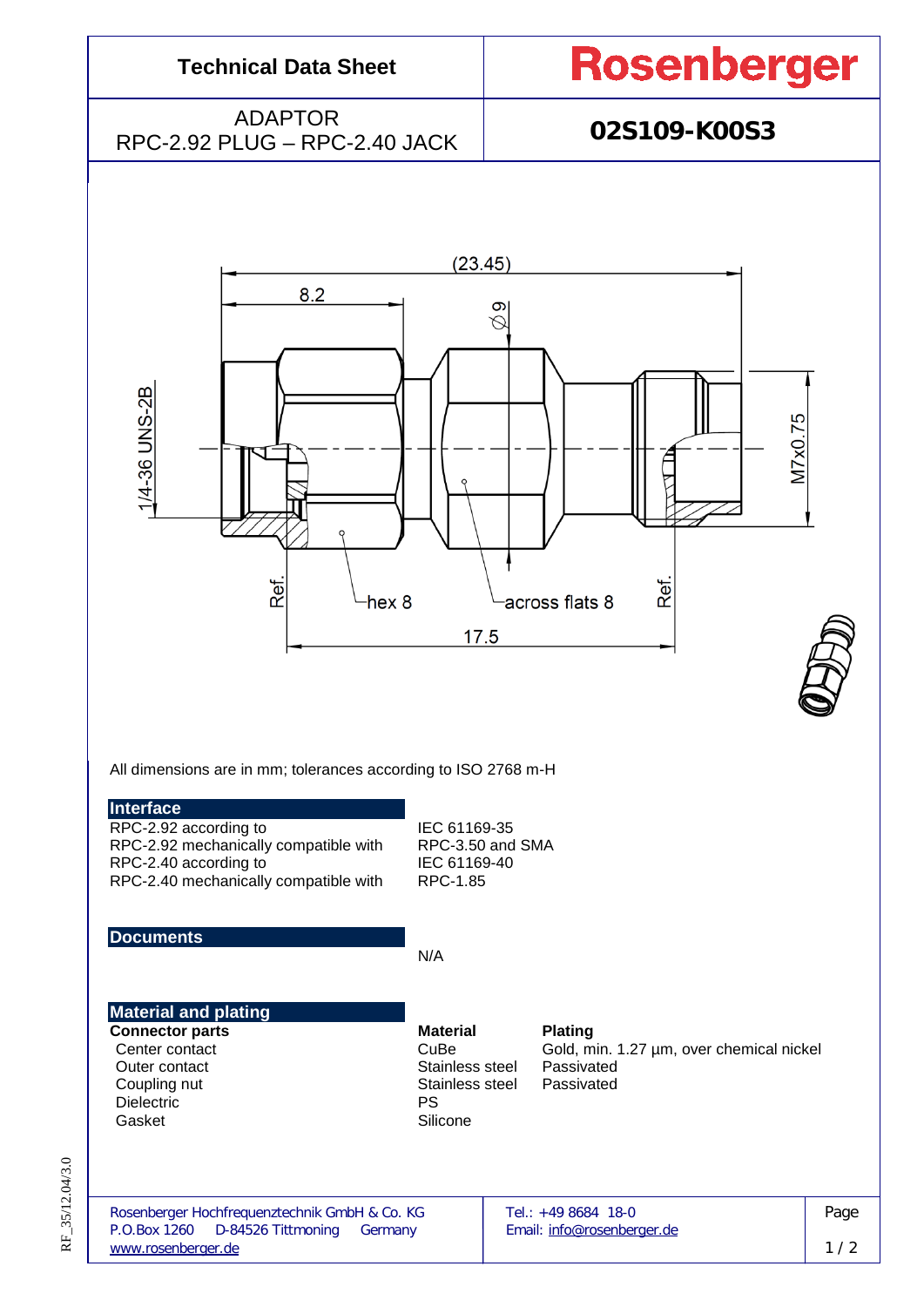# Technical Data Sheet

**Rosenberger**

ADAPTOR
RPC-2.92 PLUG – RPC-2.40 JACK

**02S109-K00S3**

(23.45)
8.2
∅9
1/4-36 UNS-2B
M7x0.75
Ref.
hex 8
across flats 8
Ref.
17.5

All dimensions are in mm; tolerances according to ISO 2768 m-H

## Interface

| | |
|---|---|
| RPC-2.92 according to | IEC 61169-35 |
| RPC-2.92 mechanically compatible with | RPC-3.50 and SMA |
| RPC-2.40 according to | IEC 61169-40 |
| RPC-2.40 mechanically compatible with | RPC-1.85 |

## Documents

N/A

## Material and plating

| Connector parts | Material | Plating |
|---|---|---|
| Center contact | CuBe | Gold, min. 1.27 µm, over chemical nickel |
| Outer contact | Stainless steel | Passivated |
| Coupling nut | Stainless steel | Passivated |
| Dielectric | PS | |
| Gasket | Silicone | |

Rosenberger Hochfrequenztechnik GmbH & Co. KG
P.O.Box 1260 D-84526 Tittmoning Germany
www.rosenberger.de

Tel.: +49 8684 18-0
Email: info@rosenberger.de

RF_35/12.04/3.0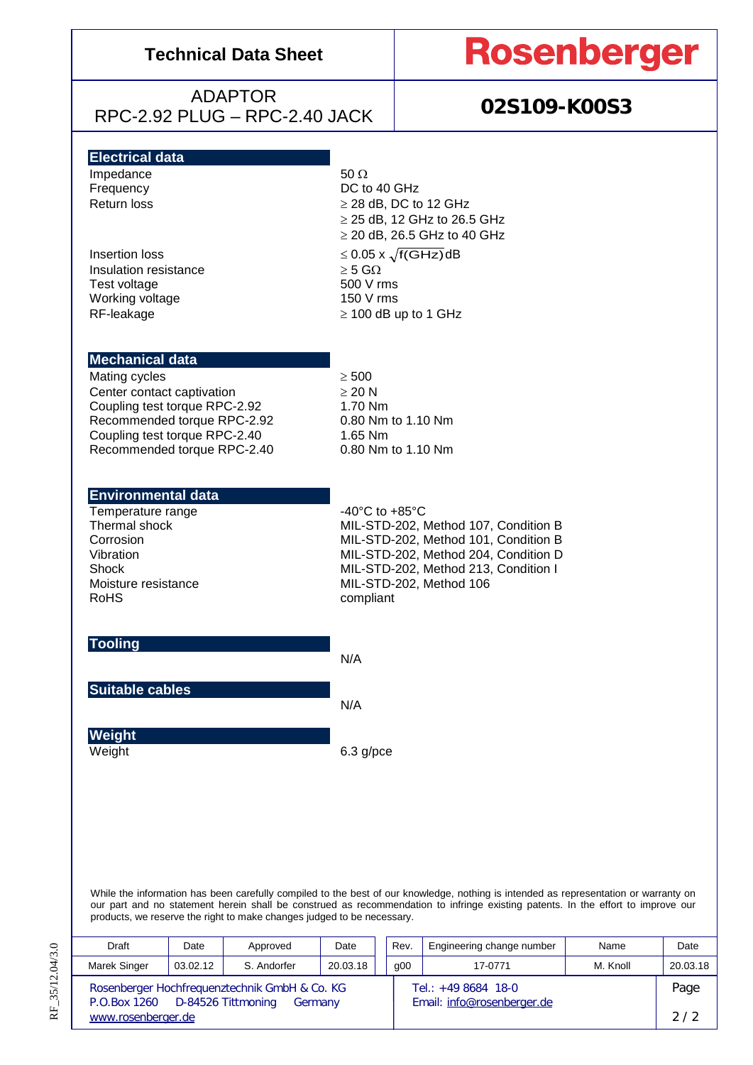# Technical Data Sheet

**Rosenberger**

ADAPTOR
RPC-2.92 PLUG – RPC-2.40 JACK

**02S109-K00S3**

## Electrical data

| | |
|---|---|
| Impedance | 50 Ω |
| Frequency | DC to 40 GHz |
| Return loss | ≥ 28 dB, DC to 12 GHz<br>≥ 25 dB, 12 GHz to 26.5 GHz<br>≥ 20 dB, 26.5 GHz to 40 GHz |
| Insertion loss | $\leq 0.05 \times \sqrt{f(GHz)}$ dB |
| Insulation resistance | ≥ 5 GΩ |
| Test voltage | 500 V rms |
| Working voltage | 150 V rms |
| RF-leakage | ≥ 100 dB up to 1 GHz |

## Mechanical data

| | |
|---|---|
| Mating cycles | ≥ 500 |
| Center contact captivation | ≥ 20 N |
| Coupling test torque RPC-2.92 | 1.70 Nm |
| Recommended torque RPC-2.92 | 0.80 Nm to 1.10 Nm |
| Coupling test torque RPC-2.40 | 1.65 Nm |
| Recommended torque RPC-2.40 | 0.80 Nm to 1.10 Nm |

## Environmental data

| | |
|---|---|
| Temperature range | -40°C to +85°C |
| Thermal shock | MIL-STD-202, Method 107, Condition B |
| Corrosion | MIL-STD-202, Method 101, Condition B |
| Vibration | MIL-STD-202, Method 204, Condition D |
| Shock | MIL-STD-202, Method 213, Condition I |
| Moisture resistance | MIL-STD-202, Method 106 |
| RoHS | compliant |

## Tooling

N/A

## Suitable cables

N/A

## Weight

| | |
|---|---|
| Weight | 6.3 g/pce |

While the information has been carefully compiled to the best of our knowledge, nothing is intended as representation or warranty on our part and no statement herein shall be construed as recommendation to infringe existing patents. In the effort to improve our products, we reserve the right to make changes judged to be necessary.

| Draft | Date | Approved | Date | Rev. | Engineering change number | Name | Date |
|---|---|---|---|---|---|---|---|
| Marek Singer | 03.02.12 | S. Andorfer | 20.03.18 | g00 | 17-0771 | M. Knoll | 20.03.18 |

Rosenberger Hochfrequenztechnik GmbH & Co. KG
P.O.Box 1260 D-84526 Tittmoning Germany
www.rosenberger.de

Tel.: +49 8684 18-0
Email: info@rosenberger.de

RF_35/12.04/3.0